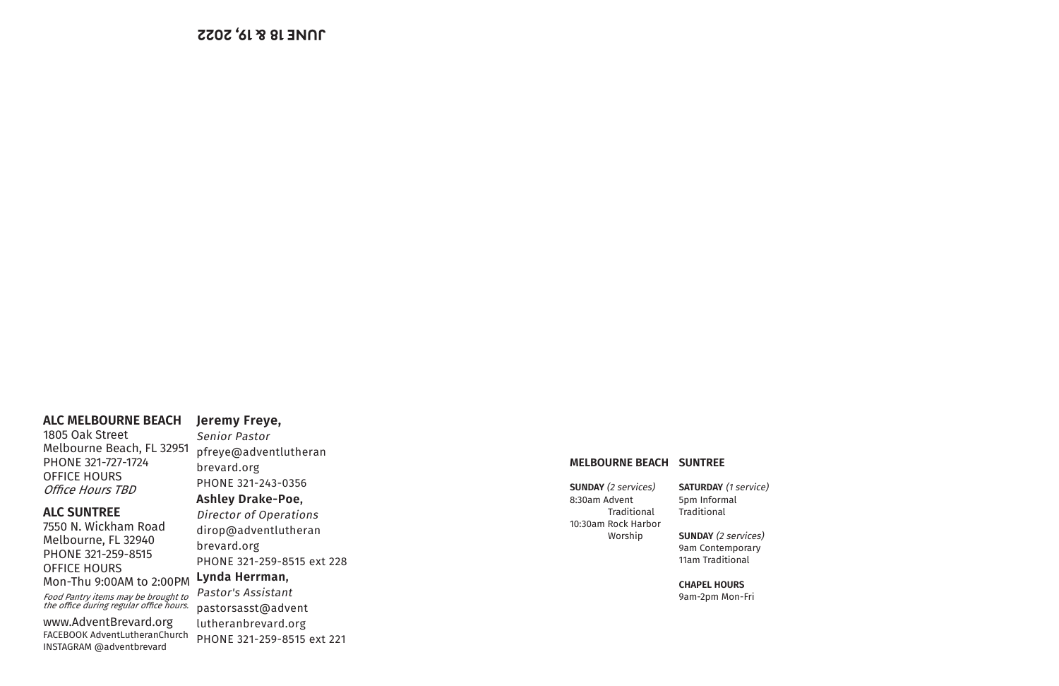JUNE 18 & 19, 2022

**ALC MELBOURNE BEACH**
1805 Oak Street
Melbourne Beach, FL 32951
PHONE 321-727-1724
OFFICE HOURS
*Office Hours TBD*

**ALC SUNTREE**
7550 N. Wickham Road
Melbourne, FL 32940
PHONE 321-259-8515
OFFICE HOURS
Mon-Thu 9:00AM to 2:00PM

*Food Pantry items may be brought to the office during regular office hours.*

www.AdventBrevard.org
FACEBOOK AdventLutheranChurch
INSTAGRAM @adventbrevard

**Jeremy Freye,**
*Senior Pastor*
pfreye@adventlutheranbrevard.org
PHONE 321-243-0356

**Ashley Drake-Poe,**
*Director of Operations*
dirop@adventlutheranbrevard.org
PHONE 321-259-8515 ext 228

**Lynda Herrman,**
*Pastor's Assistant*
pastorsasst@adventlutheranbrevard.org
PHONE 321-259-8515 ext 221

**MELBOURNE BEACH**

**SUNDAY** *(2 services)*
8:30am Advent Traditional
10:30am Rock Harbor Worship

**SUNTREE**

**SATURDAY** *(1 service)*
5pm Informal Traditional

**SUNDAY** *(2 services)*
9am Contemporary
11am Traditional

**CHAPEL HOURS**
9am-2pm Mon-Fri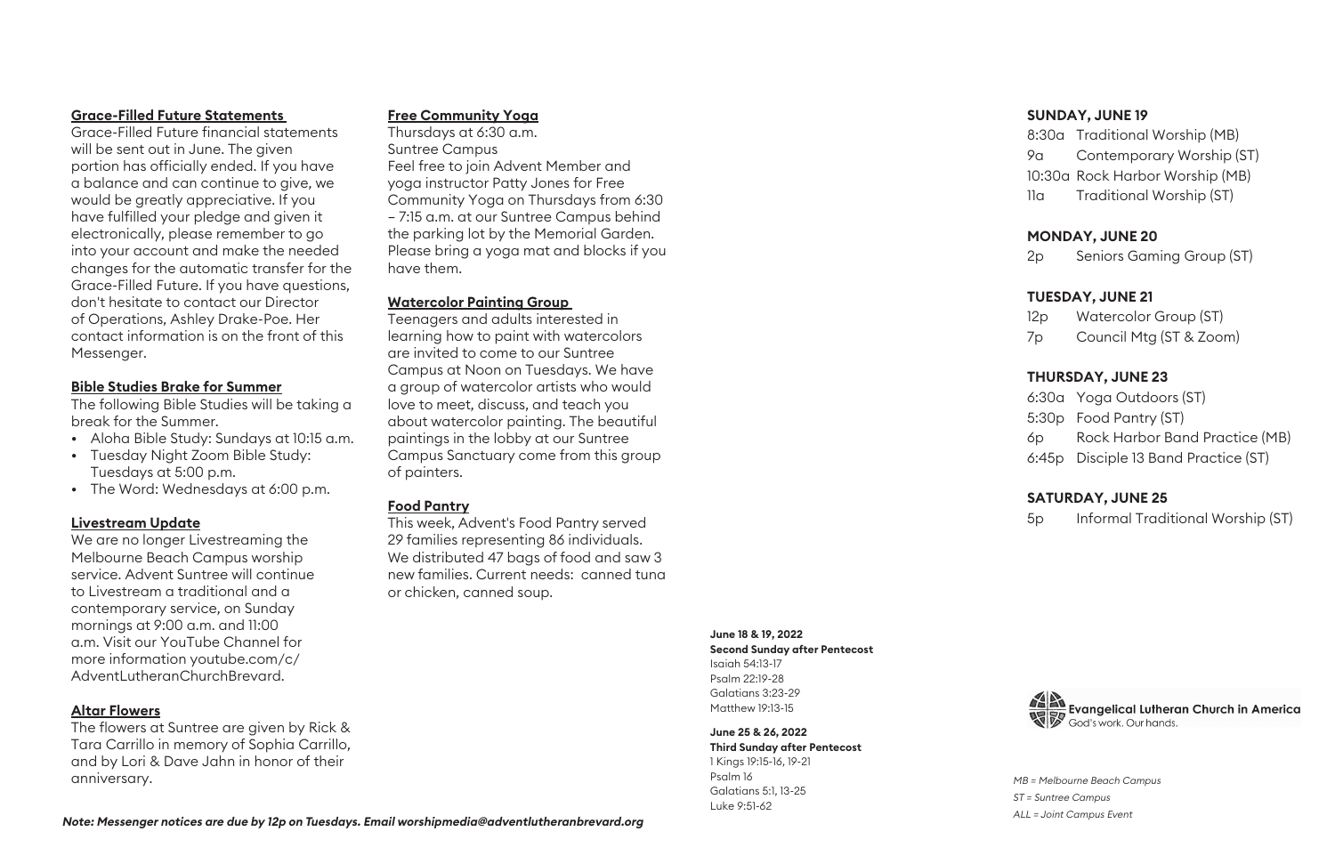## Grace-Filled Future Statements

Grace-Filled Future financial statements will be sent out in June. The given portion has officially ended. If you have a balance and can continue to give, we would be greatly appreciative. If you have fulfilled your pledge and given it electronically, please remember to go into your account and make the needed changes for the automatic transfer for the Grace-Filled Future. If you have questions, don't hesitate to contact our Director of Operations, Ashley Drake-Poe. Her contact information is on the front of this Messenger.

## Bible Studies Brake for Summer

The following Bible Studies will be taking a break for the Summer.

- Aloha Bible Study: Sundays at 10:15 a.m.
- Tuesday Night Zoom Bible Study: Tuesdays at 5:00 p.m.
- The Word: Wednesdays at 6:00 p.m.

## Livestream Update

We are no longer Livestreaming the Melbourne Beach Campus worship service. Advent Suntree will continue to Livestream a traditional and a contemporary service, on Sunday mornings at 9:00 a.m. and 11:00 a.m. Visit our YouTube Channel for more information youtube.com/c/AdventLutheranChurchBrevard.

## Altar Flowers

The flowers at Suntree are given by Rick & Tara Carrillo in memory of Sophia Carrillo, and by Lori & Dave Jahn in honor of their anniversary.

## Free Community Yoga

Thursdays at 6:30 a.m.
Suntree Campus
Feel free to join Advent Member and yoga instructor Patty Jones for Free Community Yoga on Thursdays from 6:30 – 7:15 a.m. at our Suntree Campus behind the parking lot by the Memorial Garden. Please bring a yoga mat and blocks if you have them.

## Watercolor Painting Group

Teenagers and adults interested in learning how to paint with watercolors are invited to come to our Suntree Campus at Noon on Tuesdays. We have a group of watercolor artists who would love to meet, discuss, and teach you about watercolor painting. The beautiful paintings in the lobby at our Suntree Campus Sanctuary come from this group of painters.

## Food Pantry

This week, Advent's Food Pantry served 29 families representing 86 individuals. We distributed 47 bags of food and saw 3 new families. Current needs: canned tuna or chicken, canned soup.

**June 18 & 19, 2022**
**Second Sunday after Pentecost**
Isaiah 54:13-17
Psalm 22:19-28
Galatians 3:23-29
Matthew 19:13-15

**June 25 & 26, 2022**
**Third Sunday after Pentecost**
1 Kings 19:15-16, 19-21
Psalm 16
Galatians 5:1, 13-25
Luke 9:51-62

*Note: Messenger notices are due by 12p on Tuesdays. Email worshipmedia@adventlutheranbrevard.org*

### SUNDAY, JUNE 19

8:30a Traditional Worship (MB)
9a Contemporary Worship (ST)
10:30a Rock Harbor Worship (MB)
11a Traditional Worship (ST)

### MONDAY, JUNE 20

2p Seniors Gaming Group (ST)

### TUESDAY, JUNE 21

12p Watercolor Group (ST)
7p Council Mtg (ST & Zoom)

### THURSDAY, JUNE 23

6:30a Yoga Outdoors (ST)
5:30p Food Pantry (ST)
6p Rock Harbor Band Practice (MB)
6:45p Disciple 13 Band Practice (ST)

### SATURDAY, JUNE 25

5p Informal Traditional Worship (ST)

Evangelical Lutheran Church in America
God's work. Our hands.

*MB = Melbourne Beach Campus*
*ST = Suntree Campus*
*ALL = Joint Campus Event*